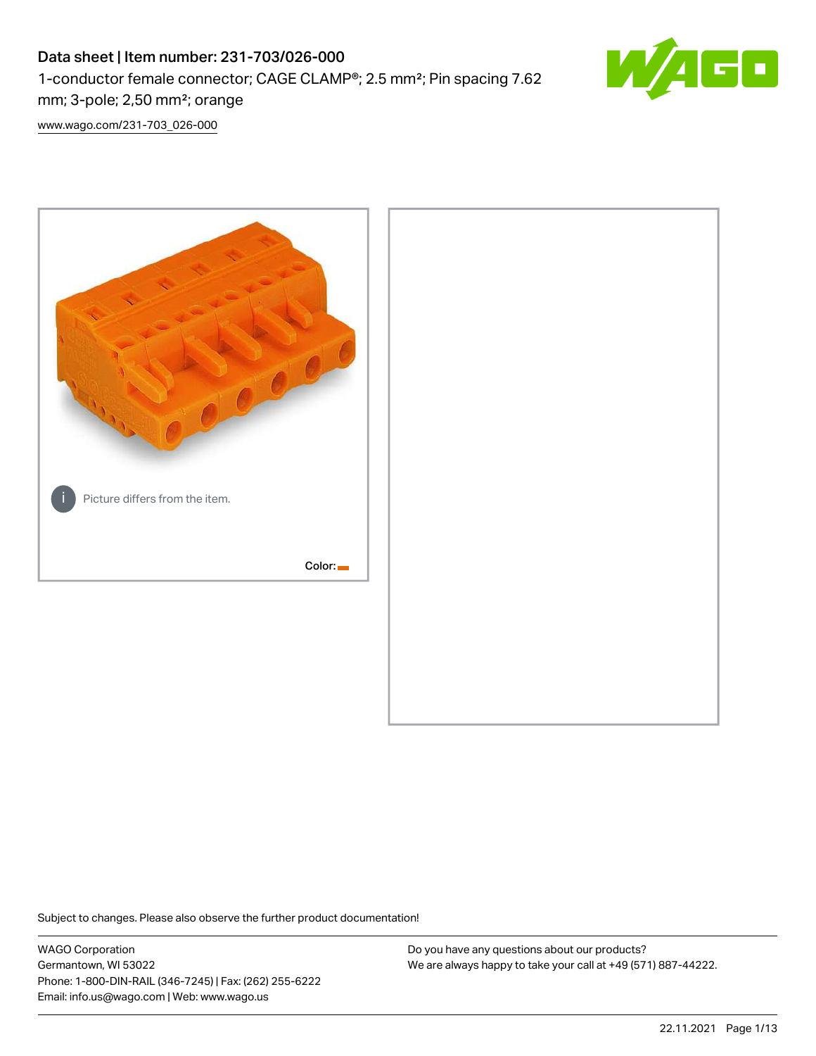# Data sheet | Item number: 231-703/026-000

1-conductor female connector; CAGE CLAMP®; 2.5 mm²; Pin spacing 7.62 mm; 3-pole; 2,50 mm²; orange

www.wago.com/231-703_026-000

Picture differs from the item.

Color:

Subject to changes. Please also observe the further product documentation!

WAGO Corporation
Germantown, WI 53022
Phone: 1-800-DIN-RAIL (346-7245) | Fax: (262) 255-6222
Email: info.us@wago.com | Web: www.wago.us

Do you have any questions about our products?
We are always happy to take your call at +49 (571) 887-44222.

22.11.2021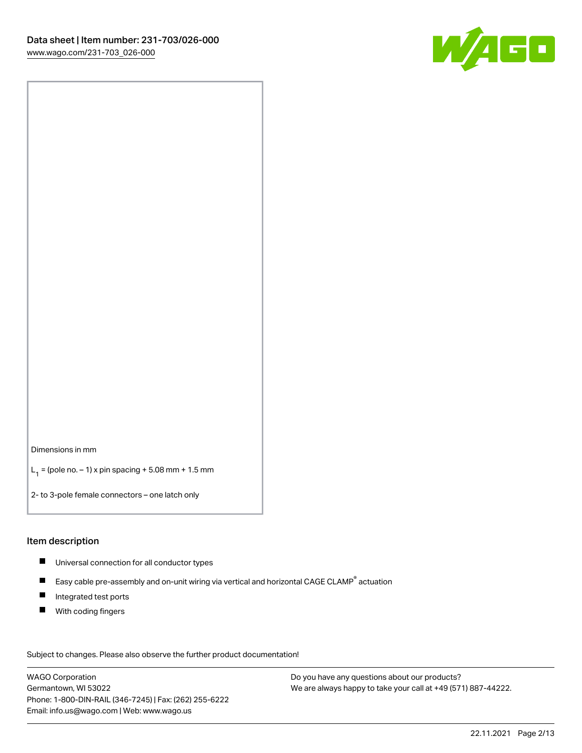Dimensions in mm

$L_1$ = (pole no. – 1) x pin spacing + 5.08 mm + 1.5 mm

2- to 3-pole female connectors – one latch only

## Item description

- Universal connection for all conductor types
- Easy cable pre-assembly and on-unit wiring via vertical and horizontal CAGE CLAMP® actuation
- Integrated test ports
- With coding fingers

Subject to changes. Please also observe the further product documentation!

WAGO Corporation
Germantown, WI 53022
Phone: 1-800-DIN-RAIL (346-7245) | Fax: (262) 255-6222
Email: info.us@wago.com | Web: www.wago.us

Do you have any questions about our products?
We are always happy to take your call at +49 (571) 887-44222.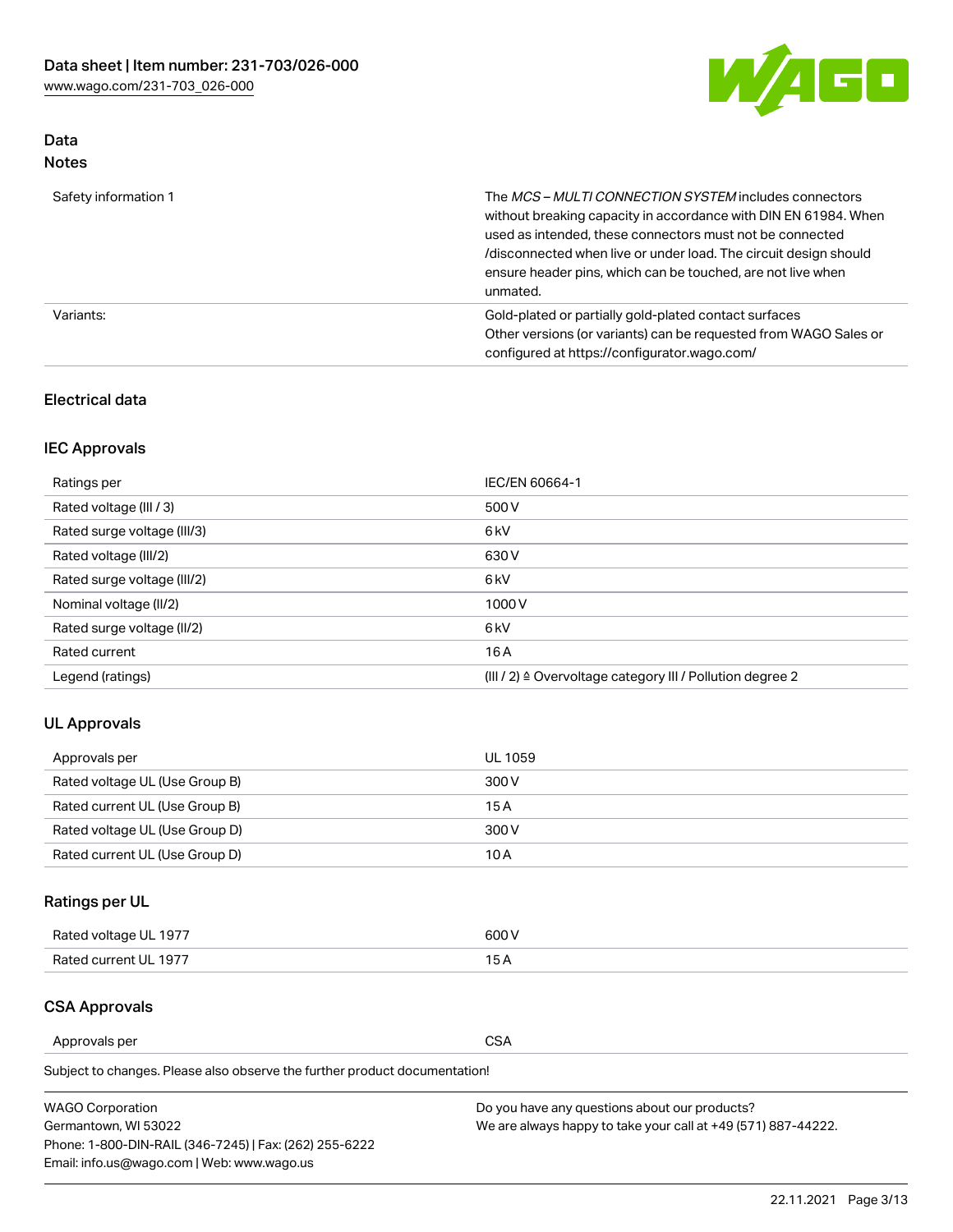## Data

### Notes

| | |
|---|---|
| Safety information 1 | The *MCS – MULTI CONNECTION SYSTEM* includes connectors without breaking capacity in accordance with DIN EN 61984. When used as intended, these connectors must not be connected /disconnected when live or under load. The circuit design should ensure header pins, which can be touched, are not live when unmated. |
| Variants: | Gold-plated or partially gold-plated contact surfaces<br>Other versions (or variants) can be requested from WAGO Sales or configured at https://configurator.wago.com/ |

## Electrical data

### IEC Approvals

| | |
|---|---|
| Ratings per | IEC/EN 60664-1 |
| Rated voltage (III / 3) | 500 V |
| Rated surge voltage (III/3) | 6 kV |
| Rated voltage (III/2) | 630 V |
| Rated surge voltage (III/2) | 6 kV |
| Nominal voltage (II/2) | 1000 V |
| Rated surge voltage (II/2) | 6 kV |
| Rated current | 16 A |
| Legend (ratings) | (III / 2) ≙ Overvoltage category III / Pollution degree 2 |

### UL Approvals

| | |
|---|---|
| Approvals per | UL 1059 |
| Rated voltage UL (Use Group B) | 300 V |
| Rated current UL (Use Group B) | 15 A |
| Rated voltage UL (Use Group D) | 300 V |
| Rated current UL (Use Group D) | 10 A |

### Ratings per UL

| | |
|---|---|
| Rated voltage UL 1977 | 600 V |
| Rated current UL 1977 | 15 A |

### CSA Approvals

| | |
|---|---|
| Approvals per | CSA |

Subject to changes. Please also observe the further product documentation!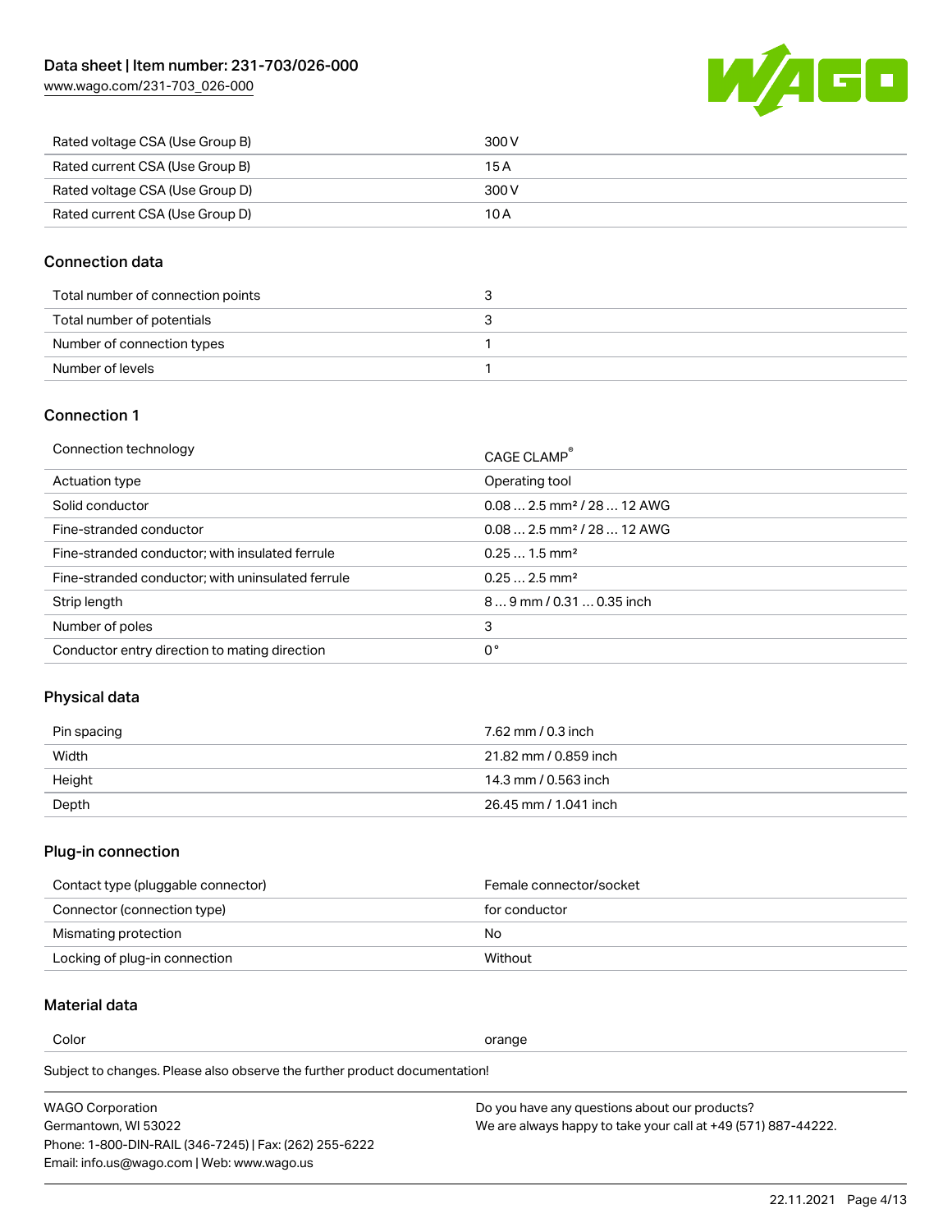| | |
|---|---|
| Rated voltage CSA (Use Group B) | 300 V |
| Rated current CSA (Use Group B) | 15 A |
| Rated voltage CSA (Use Group D) | 300 V |
| Rated current CSA (Use Group D) | 10 A |

## Connection data

| | |
|---|---|
| Total number of connection points | 3 |
| Total number of potentials | 3 |
| Number of connection types | 1 |
| Number of levels | 1 |

## Connection 1

| | |
|---|---|
| Connection technology | CAGE CLAMP® |
| Actuation type | Operating tool |
| Solid conductor | 0.08 … 2.5 mm² / 28 … 12 AWG |
| Fine-stranded conductor | 0.08 … 2.5 mm² / 28 … 12 AWG |
| Fine-stranded conductor; with insulated ferrule | 0.25 … 1.5 mm² |
| Fine-stranded conductor; with uninsulated ferrule | 0.25 … 2.5 mm² |
| Strip length | 8 … 9 mm / 0.31 … 0.35 inch |
| Number of poles | 3 |
| Conductor entry direction to mating direction | 0 ° |

## Physical data

| | |
|---|---|
| Pin spacing | 7.62 mm / 0.3 inch |
| Width | 21.82 mm / 0.859 inch |
| Height | 14.3 mm / 0.563 inch |
| Depth | 26.45 mm / 1.041 inch |

## Plug-in connection

| | |
|---|---|
| Contact type (pluggable connector) | Female connector/socket |
| Connector (connection type) | for conductor |
| Mismatching protection | No |
| Locking of plug-in connection | Without |

## Material data

| | |
|---|---|
| Color | orange |

Subject to changes. Please also observe the further product documentation!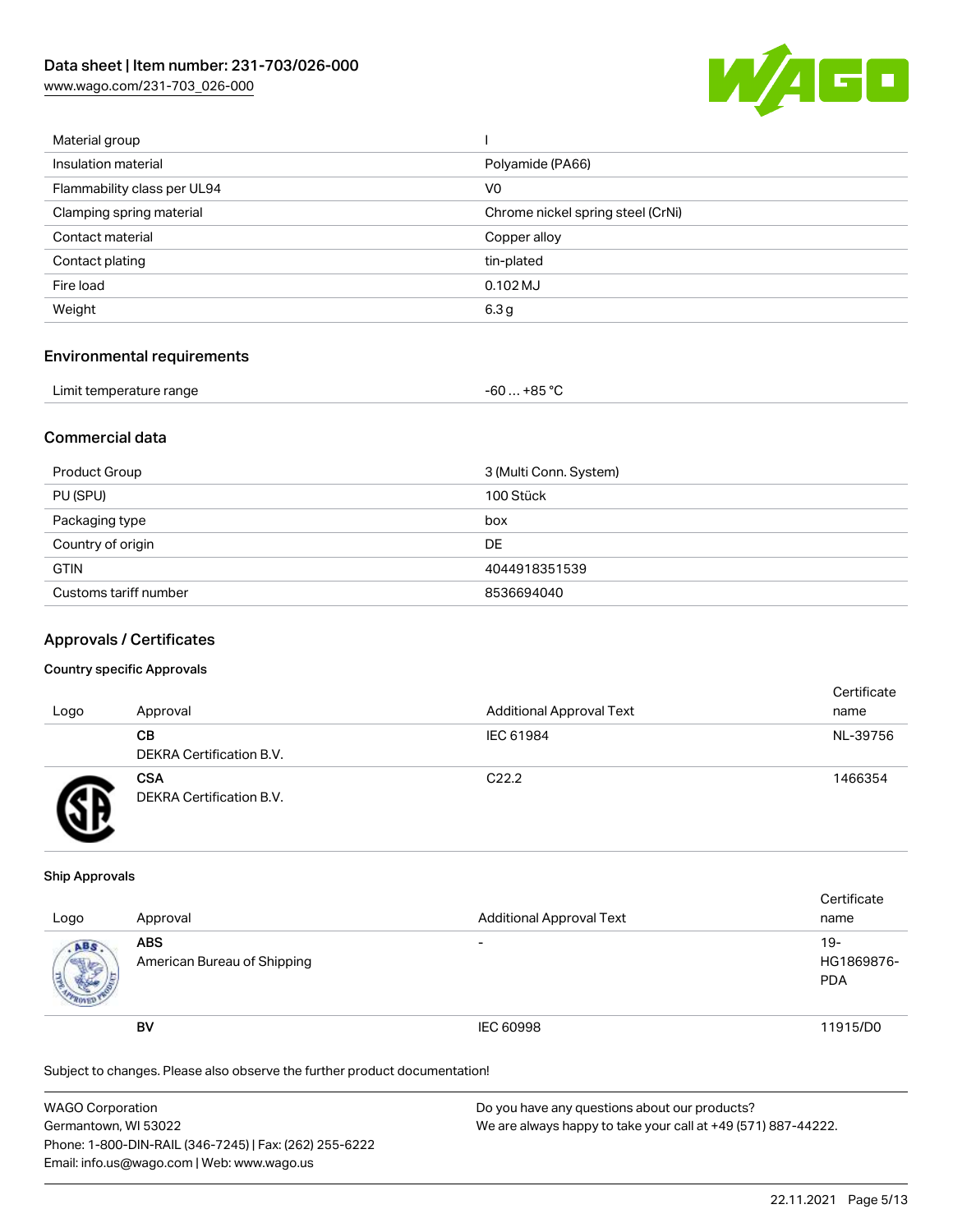| | |
|---|---|
| Material group | I |
| Insulation material | Polyamide (PA66) |
| Flammability class per UL94 | V0 |
| Clamping spring material | Chrome nickel spring steel (CrNi) |
| Contact material | Copper alloy |
| Contact plating | tin-plated |
| Fire load | 0.102 MJ |
| Weight | 6.3 g |

## Environmental requirements

| | |
|---|---|
| Limit temperature range | -60 … +85 °C |

## Commercial data

| | |
|---|---|
| Product Group | 3 (Multi Conn. System) |
| PU (SPU) | 100 Stück |
| Packaging type | box |
| Country of origin | DE |
| GTIN | 4044918351539 |
| Customs tariff number | 8536694040 |

## Approvals / Certificates

### Country specific Approvals

| Logo | Approval | Additional Approval Text | Certificate name |
|---|---|---|---|
| | **CB** DEKRA Certification B.V. | IEC 61984 | NL-39756 |
| | **CSA** DEKRA Certification B.V. | C22.2 | 1466354 |

### Ship Approvals

| Logo | Approval | Additional Approval Text | Certificate name |
|---|---|---|---|
| | **ABS** American Bureau of Shipping | - | 19-HG1869876-PDA |
| | **BV** | IEC 60998 | 11915/D0 |

Subject to changes. Please also observe the further product documentation!

WAGO Corporation
Germantown, WI 53022
Phone: 1-800-DIN-RAIL (346-7245) | Fax: (262) 255-6222
Email: info.us@wago.com | Web: www.wago.us

Do you have any questions about our products?
We are always happy to take your call at +49 (571) 887-44222.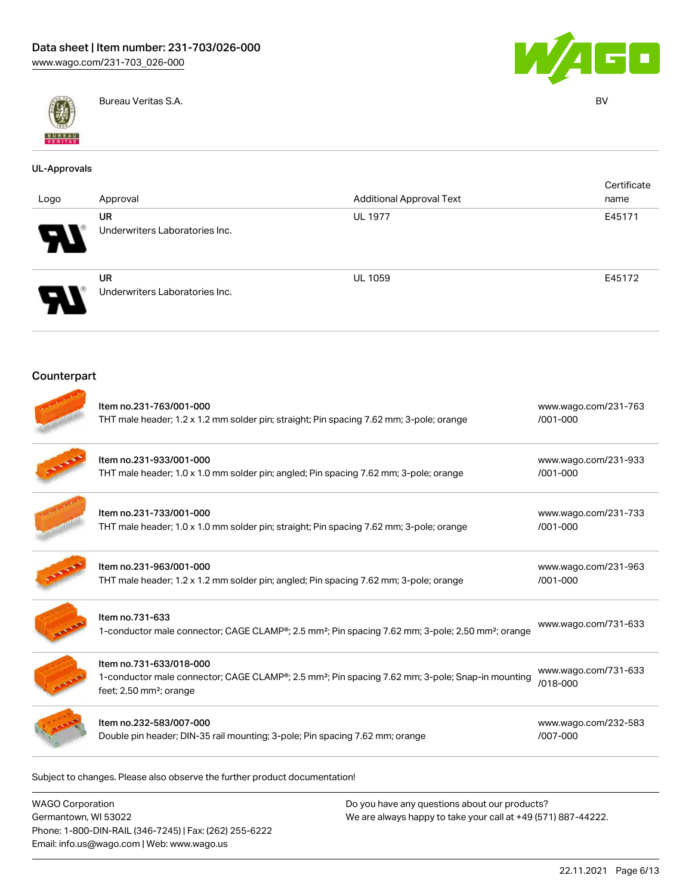| | Bureau Veritas S.A. | BV |
|---|---|---|

## UL-Approvals

| Logo | Approval | Additional Approval Text | Certificate name |
|---|---|---|---|
| | **UR** Underwriters Laboratories Inc. | UL 1977 | E45171 |
| | **UR** Underwriters Laboratories Inc. | UL 1059 | E45172 |

## Counterpart

| | Item | Link |
|---|---|---|
| | Item no.231-763/001-000<br>THT male header; 1.2 x 1.2 mm solder pin; straight; Pin spacing 7.62 mm; 3-pole; orange | www.wago.com/231-763/001-000 |
| | Item no.231-933/001-000<br>THT male header; 1.0 x 1.0 mm solder pin; angled; Pin spacing 7.62 mm; 3-pole; orange | www.wago.com/231-933/001-000 |
| | Item no.231-733/001-000<br>THT male header; 1.0 x 1.0 mm solder pin; straight; Pin spacing 7.62 mm; 3-pole; orange | www.wago.com/231-733/001-000 |
| | Item no.231-963/001-000<br>THT male header; 1.2 x 1.2 mm solder pin; angled; Pin spacing 7.62 mm; 3-pole; orange | www.wago.com/231-963/001-000 |
| | Item no.731-633<br>1-conductor male connector; CAGE CLAMP®; 2.5 mm²; Pin spacing 7.62 mm; 3-pole; 2,50 mm²; orange | www.wago.com/731-633 |
| | Item no.731-633/018-000<br>1-conductor male connector; CAGE CLAMP®; 2.5 mm²; Pin spacing 7.62 mm; 3-pole; Snap-in mounting feet; 2,50 mm²; orange | www.wago.com/731-633/018-000 |
| | Item no.232-583/007-000<br>Double pin header; DIN-35 rail mounting; 3-pole; Pin spacing 7.62 mm; orange | www.wago.com/232-583/007-000 |

Subject to changes. Please also observe the further product documentation!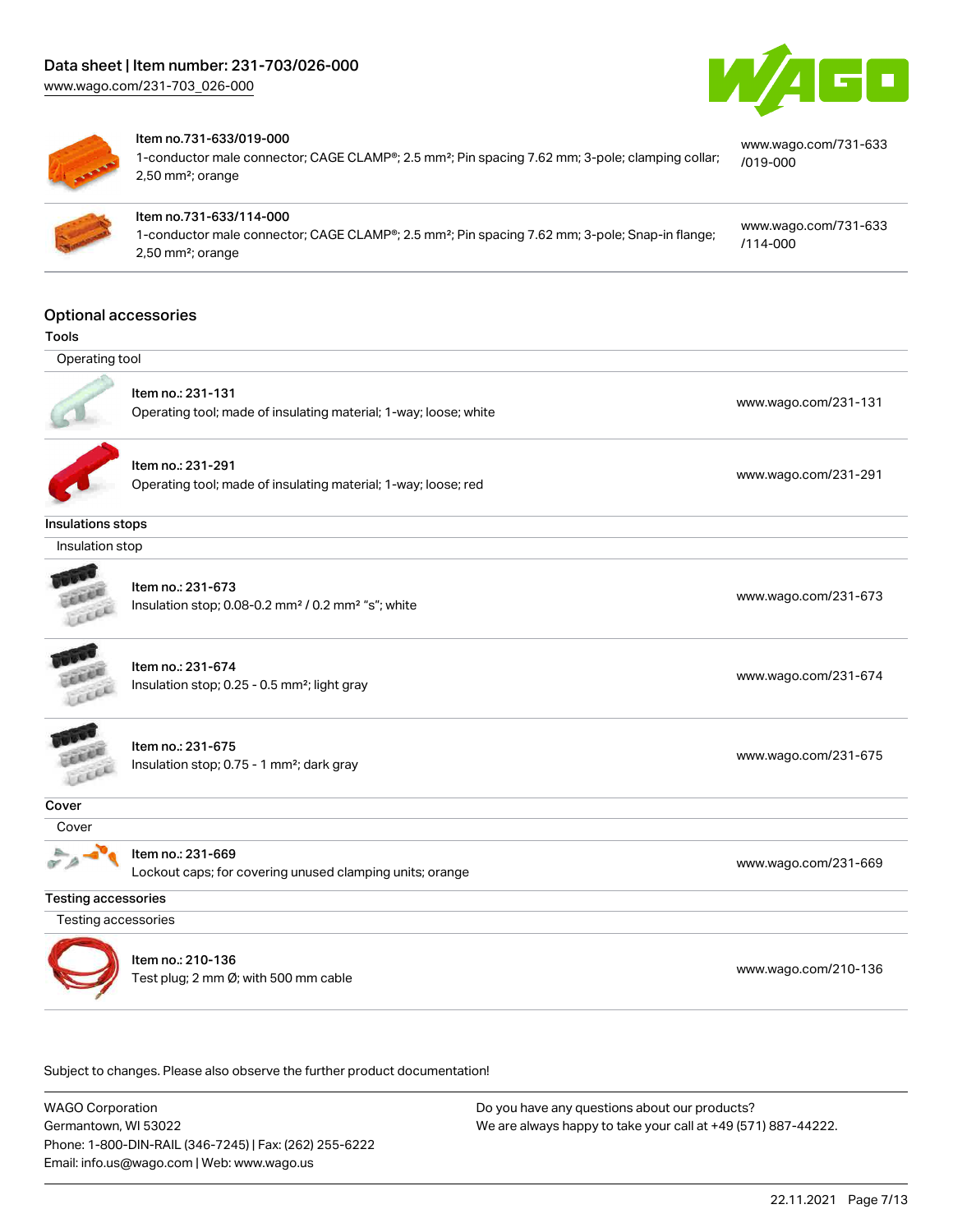| Item | Description | Link |
| --- | --- | --- |
| Item no.731-633/019-000 | 1-conductor male connector; CAGE CLAMP®; 2.5 mm²; Pin spacing 7.62 mm; 3-pole; clamping collar; 2,50 mm²; orange | www.wago.com/731-633/019-000 |
| Item no.731-633/114-000 | 1-conductor male connector; CAGE CLAMP®; 2.5 mm²; Pin spacing 7.62 mm; 3-pole; Snap-in flange; 2,50 mm²; orange | www.wago.com/731-633/114-000 |

## Optional accessories

### Tools

**Operating tool**

| Item | Description | Link |
| --- | --- | --- |
| Item no.: 231-131 | Operating tool; made of insulating material; 1-way; loose; white | www.wago.com/231-131 |
| Item no.: 231-291 | Operating tool; made of insulating material; 1-way; loose; red | www.wago.com/231-291 |

### Insulations stops

**Insulation stop**

| Item | Description | Link |
| --- | --- | --- |
| Item no.: 231-673 | Insulation stop; 0.08-0.2 mm² / 0.2 mm² "s"; white | www.wago.com/231-673 |
| Item no.: 231-674 | Insulation stop; 0.25 - 0.5 mm²; light gray | www.wago.com/231-674 |
| Item no.: 231-675 | Insulation stop; 0.75 - 1 mm²; dark gray | www.wago.com/231-675 |

### Cover

**Cover**

| Item | Description | Link |
| --- | --- | --- |
| Item no.: 231-669 | Lockout caps; for covering unused clamping units; orange | www.wago.com/231-669 |

### Testing accessories

**Testing accessories**

| Item | Description | Link |
| --- | --- | --- |
| Item no.: 210-136 | Test plug; 2 mm Ø; with 500 mm cable | www.wago.com/210-136 |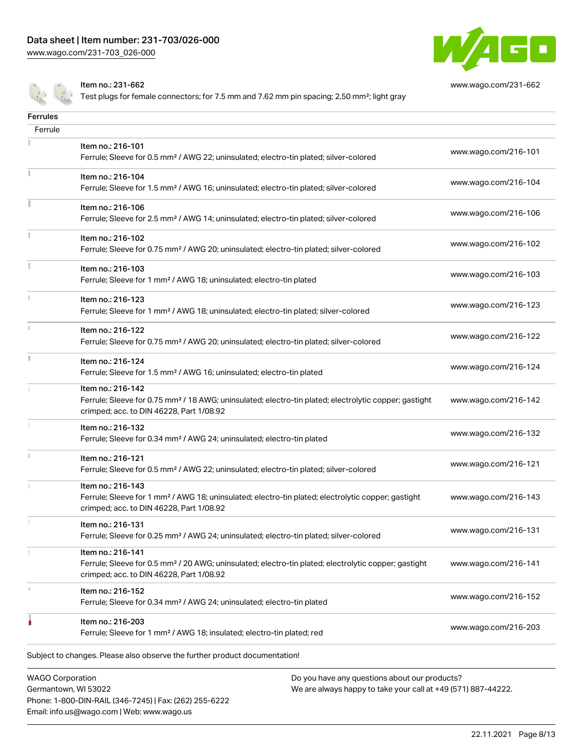| | | |
|---|---|---|
| | Item no.: 231-662<br>Test plugs for female connectors; for 7.5 mm and 7.62 mm pin spacing; 2,50 mm²; light gray | www.wago.com/231-662 |

## Ferrules

| Ferrule | | |
|---|---|---|
| | Item no.: 216-101<br>Ferrule; Sleeve for 0.5 mm² / AWG 22; uninsulated; electro-tin plated; silver-colored | www.wago.com/216-101 |
| | Item no.: 216-104<br>Ferrule; Sleeve for 1.5 mm² / AWG 16; uninsulated; electro-tin plated; silver-colored | www.wago.com/216-104 |
| | Item no.: 216-106<br>Ferrule; Sleeve for 2.5 mm² / AWG 14; uninsulated; electro-tin plated; silver-colored | www.wago.com/216-106 |
| | Item no.: 216-102<br>Ferrule; Sleeve for 0.75 mm² / AWG 20; uninsulated; electro-tin plated; silver-colored | www.wago.com/216-102 |
| | Item no.: 216-103<br>Ferrule; Sleeve for 1 mm² / AWG 18; uninsulated; electro-tin plated | www.wago.com/216-103 |
| | Item no.: 216-123<br>Ferrule; Sleeve for 1 mm² / AWG 18; uninsulated; electro-tin plated; silver-colored | www.wago.com/216-123 |
| | Item no.: 216-122<br>Ferrule; Sleeve for 0.75 mm² / AWG 20; uninsulated; electro-tin plated; silver-colored | www.wago.com/216-122 |
| | Item no.: 216-124<br>Ferrule; Sleeve for 1.5 mm² / AWG 16; uninsulated; electro-tin plated | www.wago.com/216-124 |
| | Item no.: 216-142<br>Ferrule; Sleeve for 0.75 mm² / 18 AWG; uninsulated; electro-tin plated; electrolytic copper; gastight crimped; acc. to DIN 46228, Part 1/08.92 | www.wago.com/216-142 |
| | Item no.: 216-132<br>Ferrule; Sleeve for 0.34 mm² / AWG 24; uninsulated; electro-tin plated | www.wago.com/216-132 |
| | Item no.: 216-121<br>Ferrule; Sleeve for 0.5 mm² / AWG 22; uninsulated; electro-tin plated; silver-colored | www.wago.com/216-121 |
| | Item no.: 216-143<br>Ferrule; Sleeve for 1 mm² / AWG 18; uninsulated; electro-tin plated; electrolytic copper; gastight crimped; acc. to DIN 46228, Part 1/08.92 | www.wago.com/216-143 |
| | Item no.: 216-131<br>Ferrule; Sleeve for 0.25 mm² / AWG 24; uninsulated; electro-tin plated; silver-colored | www.wago.com/216-131 |
| | Item no.: 216-141<br>Ferrule; Sleeve for 0.5 mm² / 20 AWG; uninsulated; electro-tin plated; electrolytic copper; gastight crimped; acc. to DIN 46228, Part 1/08.92 | www.wago.com/216-141 |
| | Item no.: 216-152<br>Ferrule; Sleeve for 0.34 mm² / AWG 24; uninsulated; electro-tin plated | www.wago.com/216-152 |
| | Item no.: 216-203<br>Ferrule; Sleeve for 1 mm² / AWG 18; insulated; electro-tin plated; red | www.wago.com/216-203 |

Subject to changes. Please also observe the further product documentation!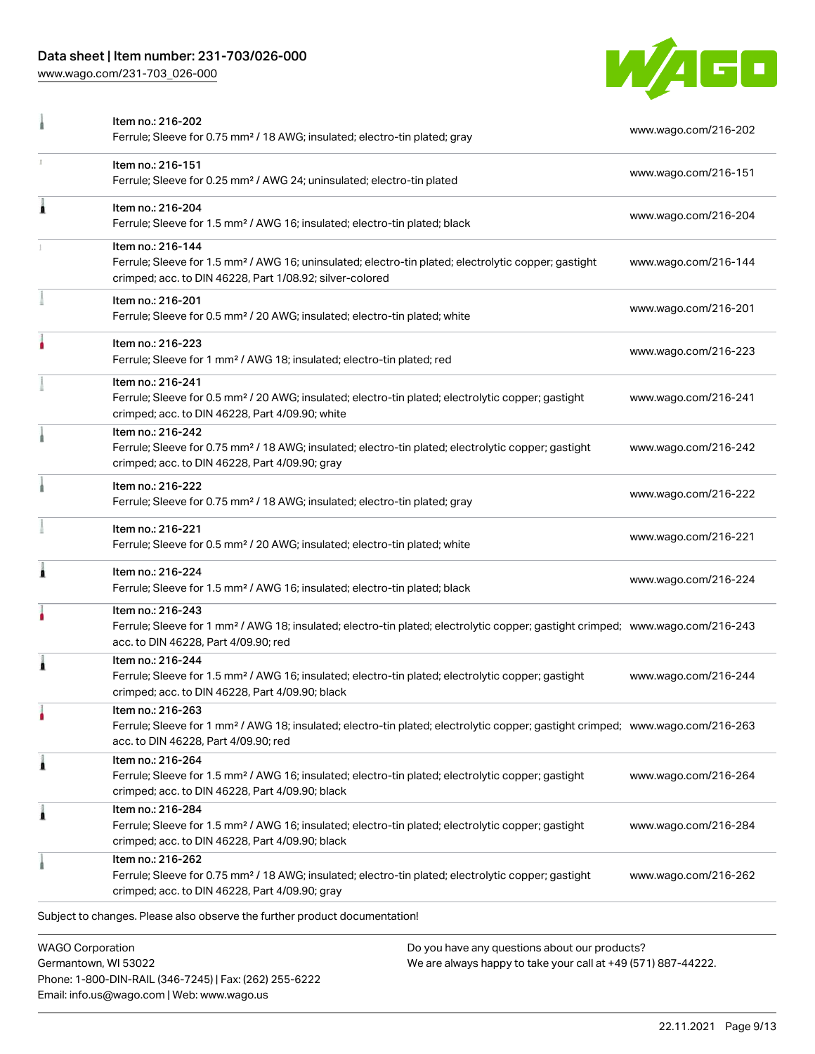| | | |
|---|---|---|
| | Item no.: 216-202<br>Ferrule; Sleeve for 0.75 mm² / 18 AWG; insulated; electro-tin plated; gray | www.wago.com/216-202 |
| | Item no.: 216-151<br>Ferrule; Sleeve for 0.25 mm² / AWG 24; uninsulated; electro-tin plated | www.wago.com/216-151 |
| | Item no.: 216-204<br>Ferrule; Sleeve for 1.5 mm² / AWG 16; insulated; electro-tin plated; black | www.wago.com/216-204 |
| | Item no.: 216-144<br>Ferrule; Sleeve for 1.5 mm² / AWG 16; uninsulated; electro-tin plated; electrolytic copper; gastight crimped; acc. to DIN 46228, Part 1/08.92; silver-colored | www.wago.com/216-144 |
| | Item no.: 216-201<br>Ferrule; Sleeve for 0.5 mm² / 20 AWG; insulated; electro-tin plated; white | www.wago.com/216-201 |
| | Item no.: 216-223<br>Ferrule; Sleeve for 1 mm² / AWG 18; insulated; electro-tin plated; red | www.wago.com/216-223 |
| | Item no.: 216-241<br>Ferrule; Sleeve for 0.5 mm² / 20 AWG; insulated; electro-tin plated; electrolytic copper; gastight crimped; acc. to DIN 46228, Part 4/09.90; white | www.wago.com/216-241 |
| | Item no.: 216-242<br>Ferrule; Sleeve for 0.75 mm² / 18 AWG; insulated; electro-tin plated; electrolytic copper; gastight crimped; acc. to DIN 46228, Part 4/09.90; gray | www.wago.com/216-242 |
| | Item no.: 216-222<br>Ferrule; Sleeve for 0.75 mm² / 18 AWG; insulated; electro-tin plated; gray | www.wago.com/216-222 |
| | Item no.: 216-221<br>Ferrule; Sleeve for 0.5 mm² / 20 AWG; insulated; electro-tin plated; white | www.wago.com/216-221 |
| | Item no.: 216-224<br>Ferrule; Sleeve for 1.5 mm² / AWG 16; insulated; electro-tin plated; black | www.wago.com/216-224 |
| | Item no.: 216-243<br>Ferrule; Sleeve for 1 mm² / AWG 18; insulated; electro-tin plated; electrolytic copper; gastight crimped; acc. to DIN 46228, Part 4/09.90; red | www.wago.com/216-243 |
| | Item no.: 216-244<br>Ferrule; Sleeve for 1.5 mm² / AWG 16; insulated; electro-tin plated; electrolytic copper; gastight crimped; acc. to DIN 46228, Part 4/09.90; black | www.wago.com/216-244 |
| | Item no.: 216-263<br>Ferrule; Sleeve for 1 mm² / AWG 18; insulated; electro-tin plated; electrolytic copper; gastight crimped; acc. to DIN 46228, Part 4/09.90; red | www.wago.com/216-263 |
| | Item no.: 216-264<br>Ferrule; Sleeve for 1.5 mm² / AWG 16; insulated; electro-tin plated; electrolytic copper; gastight crimped; acc. to DIN 46228, Part 4/09.90; black | www.wago.com/216-264 |
| | Item no.: 216-284<br>Ferrule; Sleeve for 1.5 mm² / AWG 16; insulated; electro-tin plated; electrolytic copper; gastight crimped; acc. to DIN 46228, Part 4/09.90; black | www.wago.com/216-284 |
| | Item no.: 216-262<br>Ferrule; Sleeve for 0.75 mm² / 18 AWG; insulated; electro-tin plated; electrolytic copper; gastight crimped; acc. to DIN 46228, Part 4/09.90; gray | www.wago.com/216-262 |

Subject to changes. Please also observe the further product documentation!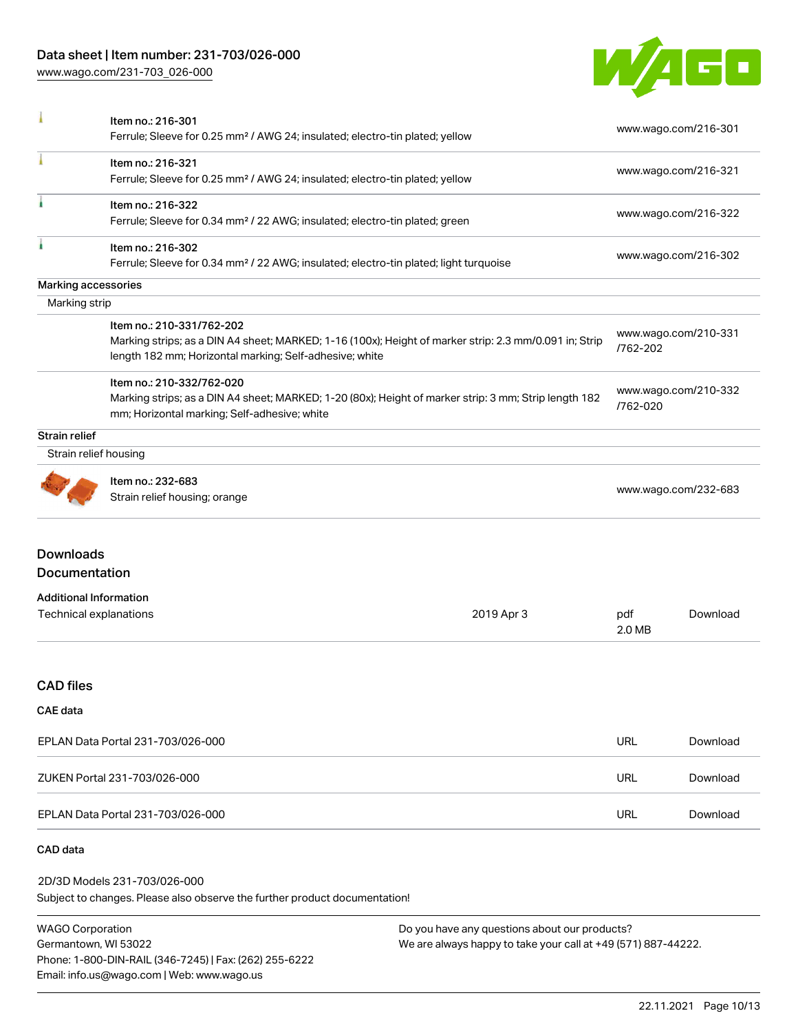| | | |
|---|---|---|
| | Item no.: 216-301<br>Ferrule; Sleeve for 0.25 mm² / AWG 24; insulated; electro-tin plated; yellow | www.wago.com/216-301 |
| | Item no.: 216-321<br>Ferrule; Sleeve for 0.25 mm² / AWG 24; insulated; electro-tin plated; yellow | www.wago.com/216-321 |
| | Item no.: 216-322<br>Ferrule; Sleeve for 0.34 mm² / 22 AWG; insulated; electro-tin plated; green | www.wago.com/216-322 |
| | Item no.: 216-302<br>Ferrule; Sleeve for 0.34 mm² / 22 AWG; insulated; electro-tin plated; light turquoise | www.wago.com/216-302 |

**Marking accessories**

Marking strip

| | | |
|---|---|---|
| | Item no.: 210-331/762-202<br>Marking strips; as a DIN A4 sheet; MARKED; 1-16 (100x); Height of marker strip: 2.3 mm/0.091 in; Strip length 182 mm; Horizontal marking; Self-adhesive; white | www.wago.com/210-331/762-202 |
| | Item no.: 210-332/762-020<br>Marking strips; as a DIN A4 sheet; MARKED; 1-20 (80x); Height of marker strip: 3 mm; Strip length 182 mm; Horizontal marking; Self-adhesive; white | www.wago.com/210-332/762-020 |

**Strain relief**

Strain relief housing

| | | |
|---|---|---|
| | Item no.: 232-683<br>Strain relief housing; orange | www.wago.com/232-683 |

## Downloads
## Documentation

**Additional Information**

| | | | |
|---|---|---|---|
| Technical explanations | 2019 Apr 3 | pdf<br>2.0 MB | Download |

## CAD files

### CAE data

| | | |
|---|---|---|
| EPLAN Data Portal 231-703/026-000 | URL | Download |
| ZUKEN Portal 231-703/026-000 | URL | Download |
| EPLAN Data Portal 231-703/026-000 | URL | Download |

### CAD data

2D/3D Models 231-703/026-000

Subject to changes. Please also observe the further product documentation!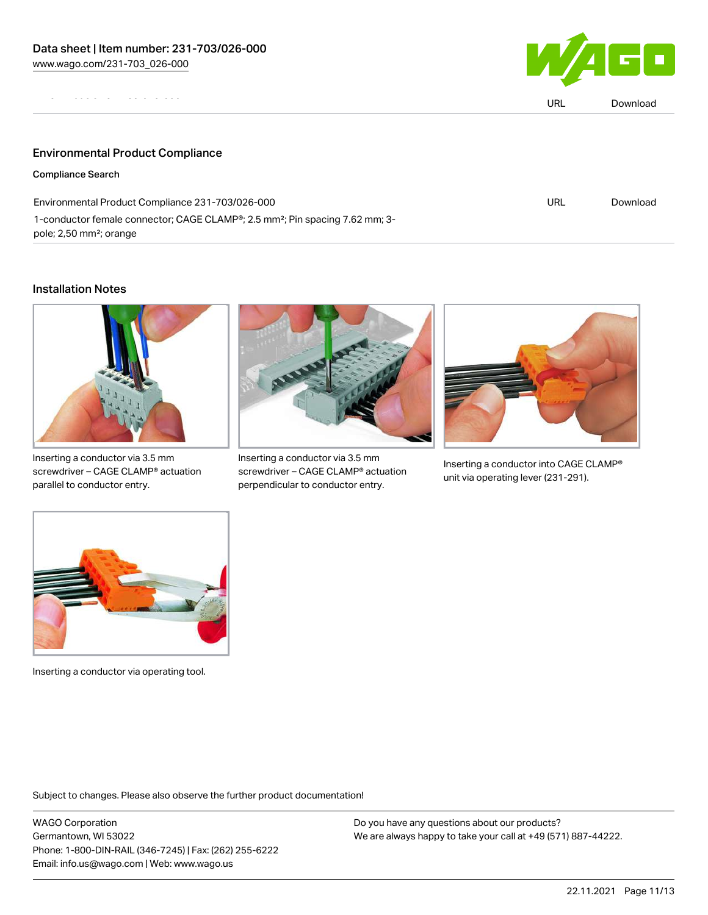| | URL | Download |
|---|---|---|

## Environmental Product Compliance

### Compliance Search

| | | |
|---|---|---|
| Environmental Product Compliance 231-703/026-000<br>1-conductor female connector; CAGE CLAMP®; 2.5 mm²; Pin spacing 7.62 mm; 3-pole; 2,50 mm²; orange | URL | Download |

## Installation Notes

Inserting a conductor via 3.5 mm screwdriver – CAGE CLAMP® actuation parallel to conductor entry.

Inserting a conductor via 3.5 mm screwdriver – CAGE CLAMP® actuation perpendicular to conductor entry.

Inserting a conductor into CAGE CLAMP® unit via operating lever (231-291).

Inserting a conductor via operating tool.

Subject to changes. Please also observe the further product documentation!

WAGO Corporation
Germantown, WI 53022
Phone: 1-800-DIN-RAIL (346-7245) | Fax: (262) 255-6222
Email: info.us@wago.com | Web: www.wago.us

Do you have any questions about our products?
We are always happy to take your call at +49 (571) 887-44222.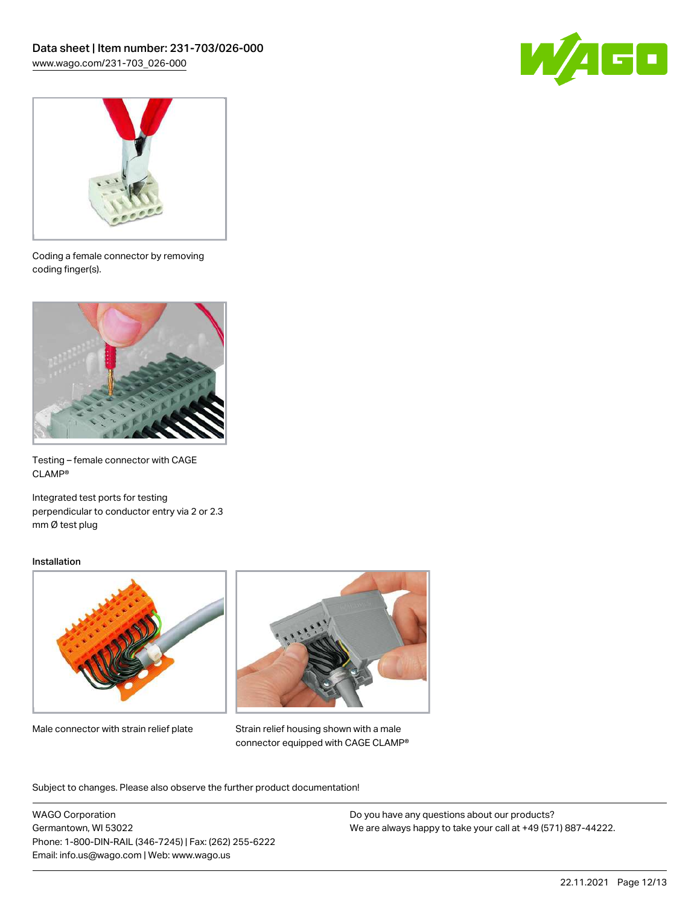Coding a female connector by removing coding finger(s).

Testing – female connector with CAGE CLAMP®

Integrated test ports for testing perpendicular to conductor entry via 2 or 2.3 mm Ø test plug

## Installation

Male connector with strain relief plate

Strain relief housing shown with a male connector equipped with CAGE CLAMP®

Subject to changes. Please also observe the further product documentation!

WAGO Corporation
Germantown, WI 53022
Phone: 1-800-DIN-RAIL (346-7245) | Fax: (262) 255-6222
Email: info.us@wago.com | Web: www.wago.us

Do you have any questions about our products?
We are always happy to take your call at +49 (571) 887-44222.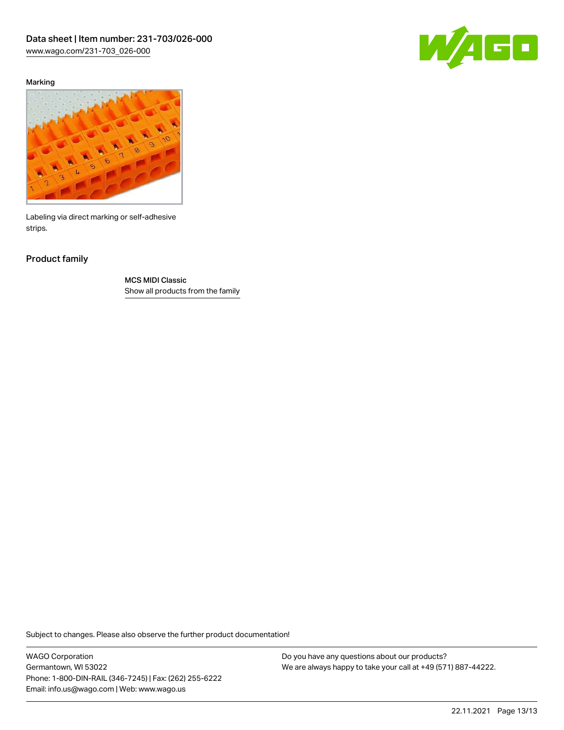Marking

Labeling via direct marking or self-adhesive strips.

## Product family

MCS MIDI Classic
Show all products from the family

Subject to changes. Please also observe the further product documentation!

WAGO Corporation
Germantown, WI 53022
Phone: 1-800-DIN-RAIL (346-7245) | Fax: (262) 255-6222
Email: info.us@wago.com | Web: www.wago.us

Do you have any questions about our products?
We are always happy to take your call at +49 (571) 887-44222.